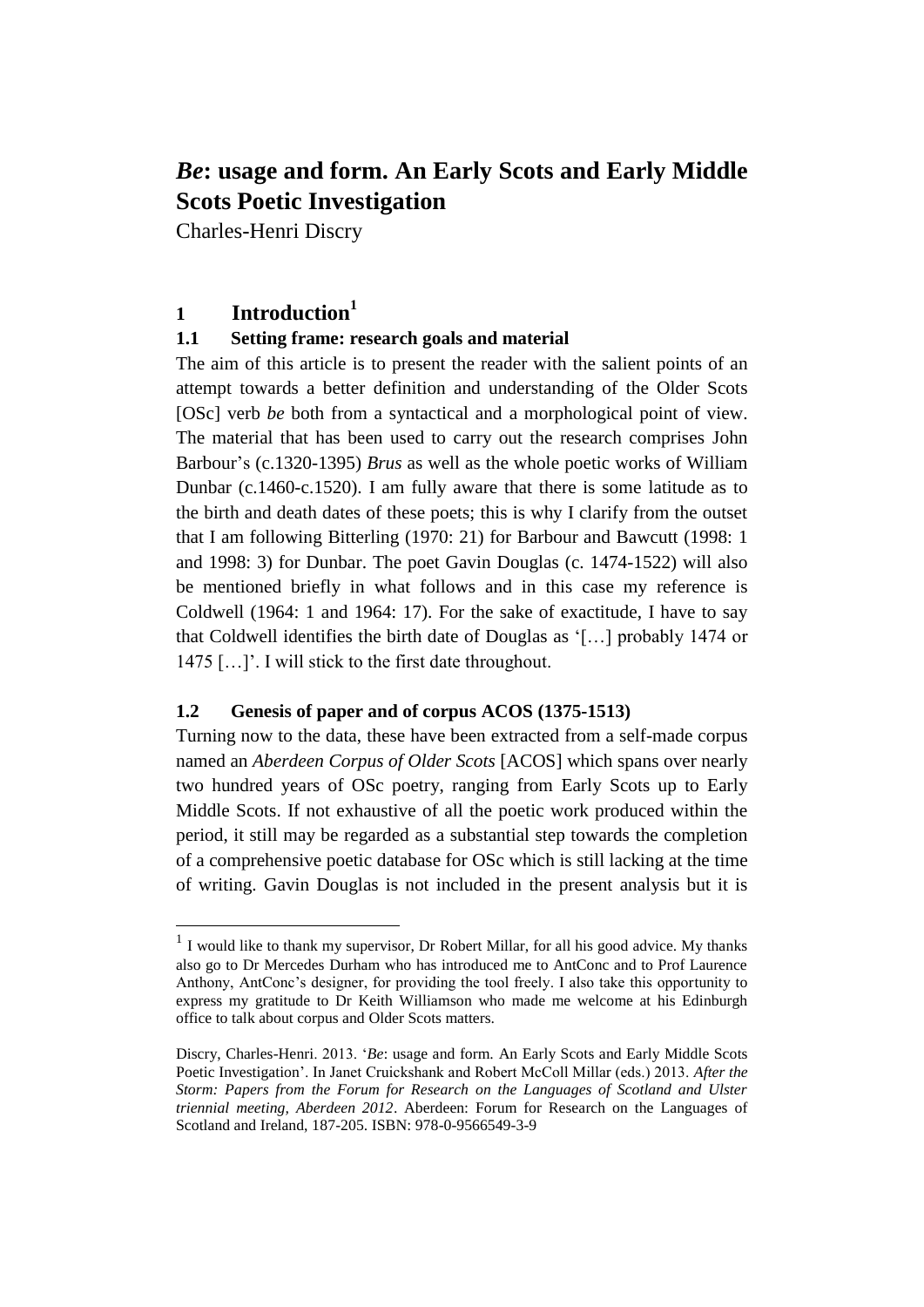# *Be*: usage and form. An Early Scots and Early Middle Scots Poetic Investigation

Charles-Henri Discry

## 1 Introduction[1]

### 1.1 Setting frame: research goals and material

The aim of this article is to present the reader with the salient points of an attempt towards a better definition and understanding of the Older Scots [OSc] verb *be* both from a syntactical and a morphological point of view. The material that has been used to carry out the research comprises John Barbour's (c.1320-1395) *Brus* as well as the whole poetic works of William Dunbar (c.1460-c.1520). I am fully aware that there is some latitude as to the birth and death dates of these poets; this is why I clarify from the outset that I am following Bitterling (1970: 21) for Barbour and Bawcutt (1998: 1 and 1998: 3) for Dunbar. The poet Gavin Douglas (c. 1474-1522) will also be mentioned briefly in what follows and in this case my reference is Coldwell (1964: 1 and 1964: 17). For the sake of exactitude, I have to say that Coldwell identifies the birth date of Douglas as '[…] probably 1474 or 1475 […]'. I will stick to the first date throughout.

### 1.2 Genesis of paper and of corpus ACOS (1375-1513)

Turning now to the data, these have been extracted from a self-made corpus named an *Aberdeen Corpus of Older Scots* [ACOS] which spans over nearly two hundred years of OSc poetry, ranging from Early Scots up to Early Middle Scots. If not exhaustive of all the poetic work produced within the period, it still may be regarded as a substantial step towards the completion of a comprehensive poetic database for OSc which is still lacking at the time of writing. Gavin Douglas is not included in the present analysis but it is

---

[1] I would like to thank my supervisor, Dr Robert Millar, for all his good advice. My thanks also go to Dr Mercedes Durham who has introduced me to AntConc and to Prof Laurence Anthony, AntConc's designer, for providing the tool freely. I also take this opportunity to express my gratitude to Dr Keith Williamson who made me welcome at his Edinburgh office to talk about corpus and Older Scots matters.

Discry, Charles-Henri. 2013. '*Be*: usage and form. An Early Scots and Early Middle Scots Poetic Investigation'. In Janet Cruickshank and Robert McColl Millar (eds.) 2013. *After the Storm: Papers from the Forum for Research on the Languages of Scotland and Ulster triennial meeting, Aberdeen 2012*. Aberdeen: Forum for Research on the Languages of Scotland and Ireland, 187-205. ISBN: 978-0-9566549-3-9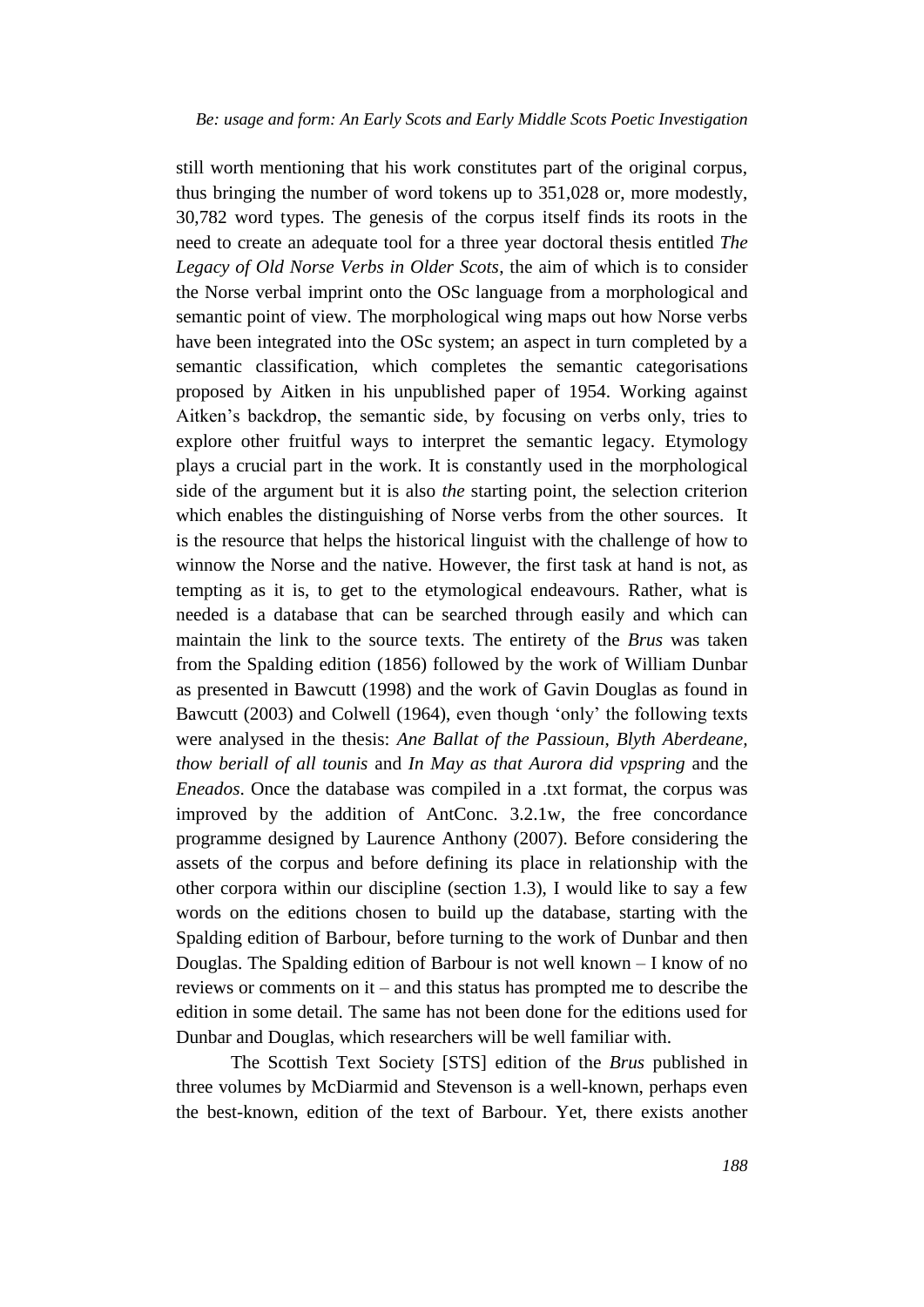still worth mentioning that his work constitutes part of the original corpus, thus bringing the number of word tokens up to 351,028 or, more modestly, 30,782 word types. The genesis of the corpus itself finds its roots in the need to create an adequate tool for a three year doctoral thesis entitled *The Legacy of Old Norse Verbs in Older Scots*, the aim of which is to consider the Norse verbal imprint onto the OSc language from a morphological and semantic point of view. The morphological wing maps out how Norse verbs have been integrated into the OSc system; an aspect in turn completed by a semantic classification, which completes the semantic categorisations proposed by Aitken in his unpublished paper of 1954. Working against Aitken's backdrop, the semantic side, by focusing on verbs only, tries to explore other fruitful ways to interpret the semantic legacy. Etymology plays a crucial part in the work. It is constantly used in the morphological side of the argument but it is also *the* starting point, the selection criterion which enables the distinguishing of Norse verbs from the other sources. It is the resource that helps the historical linguist with the challenge of how to winnow the Norse and the native. However, the first task at hand is not, as tempting as it is, to get to the etymological endeavours. Rather, what is needed is a database that can be searched through easily and which can maintain the link to the source texts. The entirety of the *Brus* was taken from the Spalding edition (1856) followed by the work of William Dunbar as presented in Bawcutt (1998) and the work of Gavin Douglas as found in Bawcutt (2003) and Colwell (1964), even though 'only' the following texts were analysed in the thesis: *Ane Ballat of the Passioun*, *Blyth Aberdeane, thow beriall of all tounis* and *In May as that Aurora did vpspring* and the *Eneados*. Once the database was compiled in a .txt format, the corpus was improved by the addition of AntConc. 3.2.1w, the free concordance programme designed by Laurence Anthony (2007). Before considering the assets of the corpus and before defining its place in relationship with the other corpora within our discipline (section 1.3), I would like to say a few words on the editions chosen to build up the database, starting with the Spalding edition of Barbour, before turning to the work of Dunbar and then Douglas. The Spalding edition of Barbour is not well known – I know of no reviews or comments on it – and this status has prompted me to describe the edition in some detail. The same has not been done for the editions used for Dunbar and Douglas, which researchers will be well familiar with.

The Scottish Text Society [STS] edition of the *Brus* published in three volumes by McDiarmid and Stevenson is a well-known, perhaps even the best-known, edition of the text of Barbour. Yet, there exists another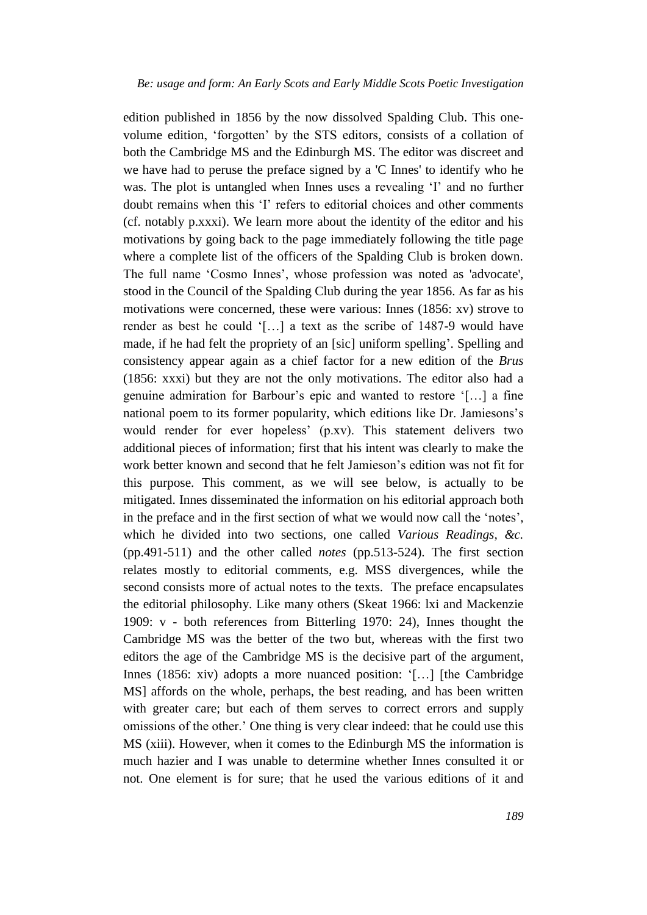edition published in 1856 by the now dissolved Spalding Club. This one-volume edition, 'forgotten' by the STS editors, consists of a collation of both the Cambridge MS and the Edinburgh MS. The editor was discreet and we have had to peruse the preface signed by a 'C Innes' to identify who he was. The plot is untangled when Innes uses a revealing 'I' and no further doubt remains when this 'I' refers to editorial choices and other comments (cf. notably p.xxxi). We learn more about the identity of the editor and his motivations by going back to the page immediately following the title page where a complete list of the officers of the Spalding Club is broken down. The full name 'Cosmo Innes', whose profession was noted as 'advocate', stood in the Council of the Spalding Club during the year 1856. As far as his motivations were concerned, these were various: Innes (1856: xv) strove to render as best he could '[…] a text as the scribe of 1487-9 would have made, if he had felt the propriety of an [sic] uniform spelling'. Spelling and consistency appear again as a chief factor for a new edition of the *Brus* (1856: xxxi) but they are not the only motivations. The editor also had a genuine admiration for Barbour's epic and wanted to restore '[…] a fine national poem to its former popularity, which editions like Dr. Jamiesons's would render for ever hopeless' (p.xv). This statement delivers two additional pieces of information; first that his intent was clearly to make the work better known and second that he felt Jamieson's edition was not fit for this purpose. This comment, as we will see below, is actually to be mitigated. Innes disseminated the information on his editorial approach both in the preface and in the first section of what we would now call the 'notes', which he divided into two sections, one called *Various Readings, &c.* (pp.491-511) and the other called *notes* (pp.513-524). The first section relates mostly to editorial comments, e.g. MSS divergences, while the second consists more of actual notes to the texts. The preface encapsulates the editorial philosophy. Like many others (Skeat 1966: lxi and Mackenzie 1909: v - both references from Bitterling 1970: 24), Innes thought the Cambridge MS was the better of the two but, whereas with the first two editors the age of the Cambridge MS is the decisive part of the argument, Innes (1856: xiv) adopts a more nuanced position: '[…] [the Cambridge MS] affords on the whole, perhaps, the best reading, and has been written with greater care; but each of them serves to correct errors and supply omissions of the other.' One thing is very clear indeed: that he could use this MS (xiii). However, when it comes to the Edinburgh MS the information is much hazier and I was unable to determine whether Innes consulted it or not. One element is for sure; that he used the various editions of it and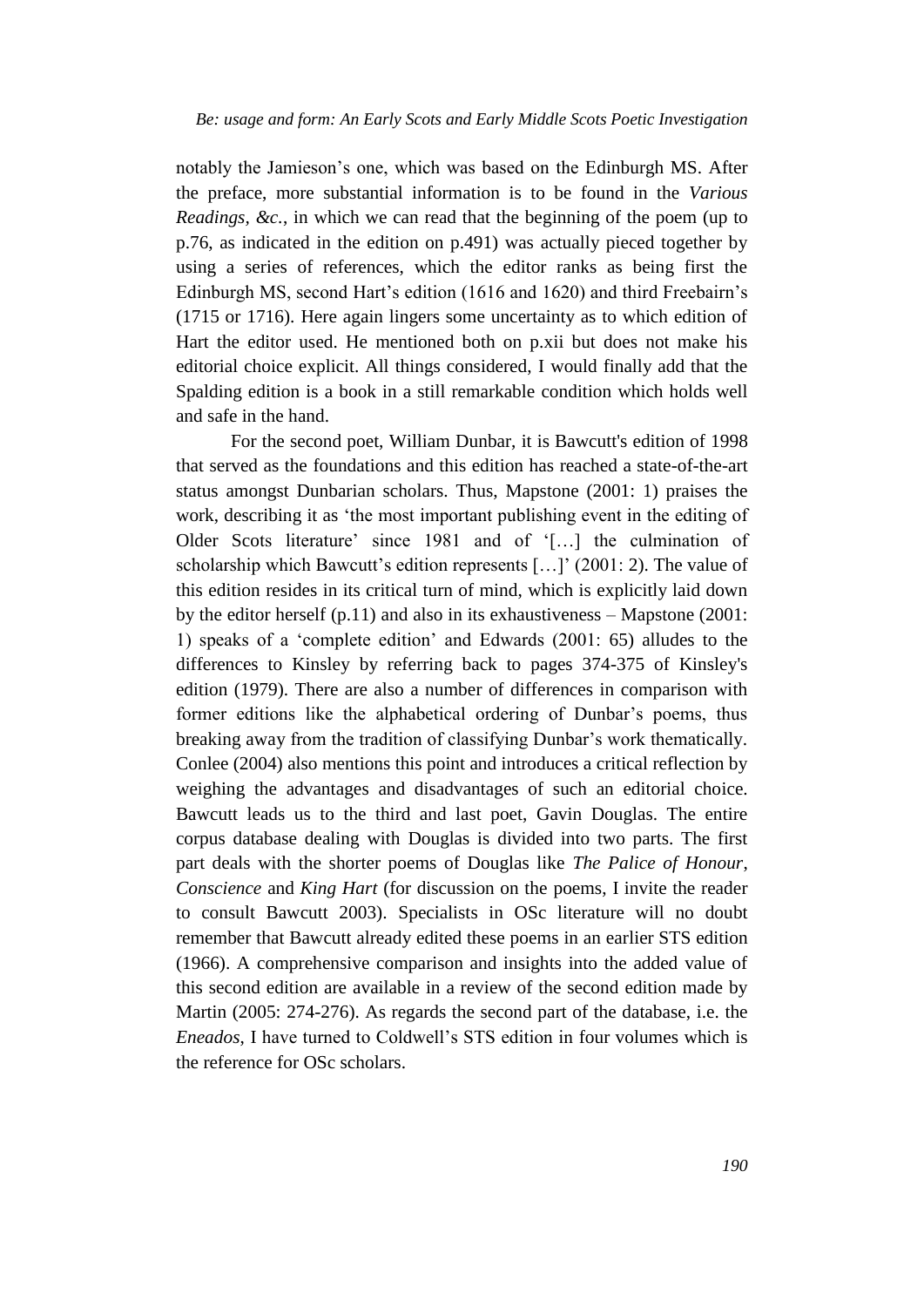notably the Jamieson's one, which was based on the Edinburgh MS. After the preface, more substantial information is to be found in the *Various Readings, &c.*, in which we can read that the beginning of the poem (up to p.76, as indicated in the edition on p.491) was actually pieced together by using a series of references, which the editor ranks as being first the Edinburgh MS, second Hart's edition (1616 and 1620) and third Freebairn's (1715 or 1716). Here again lingers some uncertainty as to which edition of Hart the editor used. He mentioned both on p.xii but does not make his editorial choice explicit. All things considered, I would finally add that the Spalding edition is a book in a still remarkable condition which holds well and safe in the hand.

For the second poet, William Dunbar, it is Bawcutt's edition of 1998 that served as the foundations and this edition has reached a state-of-the-art status amongst Dunbarian scholars. Thus, Mapstone (2001: 1) praises the work, describing it as 'the most important publishing event in the editing of Older Scots literature' since 1981 and of '[…] the culmination of scholarship which Bawcutt's edition represents […]' (2001: 2). The value of this edition resides in its critical turn of mind, which is explicitly laid down by the editor herself (p.11) and also in its exhaustiveness – Mapstone (2001: 1) speaks of a 'complete edition' and Edwards (2001: 65) alludes to the differences to Kinsley by referring back to pages 374-375 of Kinsley's edition (1979). There are also a number of differences in comparison with former editions like the alphabetical ordering of Dunbar's poems, thus breaking away from the tradition of classifying Dunbar's work thematically. Conlee (2004) also mentions this point and introduces a critical reflection by weighing the advantages and disadvantages of such an editorial choice. Bawcutt leads us to the third and last poet, Gavin Douglas. The entire corpus database dealing with Douglas is divided into two parts. The first part deals with the shorter poems of Douglas like *The Palice of Honour*, *Conscience* and *King Hart* (for discussion on the poems, I invite the reader to consult Bawcutt 2003). Specialists in OSc literature will no doubt remember that Bawcutt already edited these poems in an earlier STS edition (1966). A comprehensive comparison and insights into the added value of this second edition are available in a review of the second edition made by Martin (2005: 274-276). As regards the second part of the database, i.e. the *Eneados*, I have turned to Coldwell's STS edition in four volumes which is the reference for OSc scholars.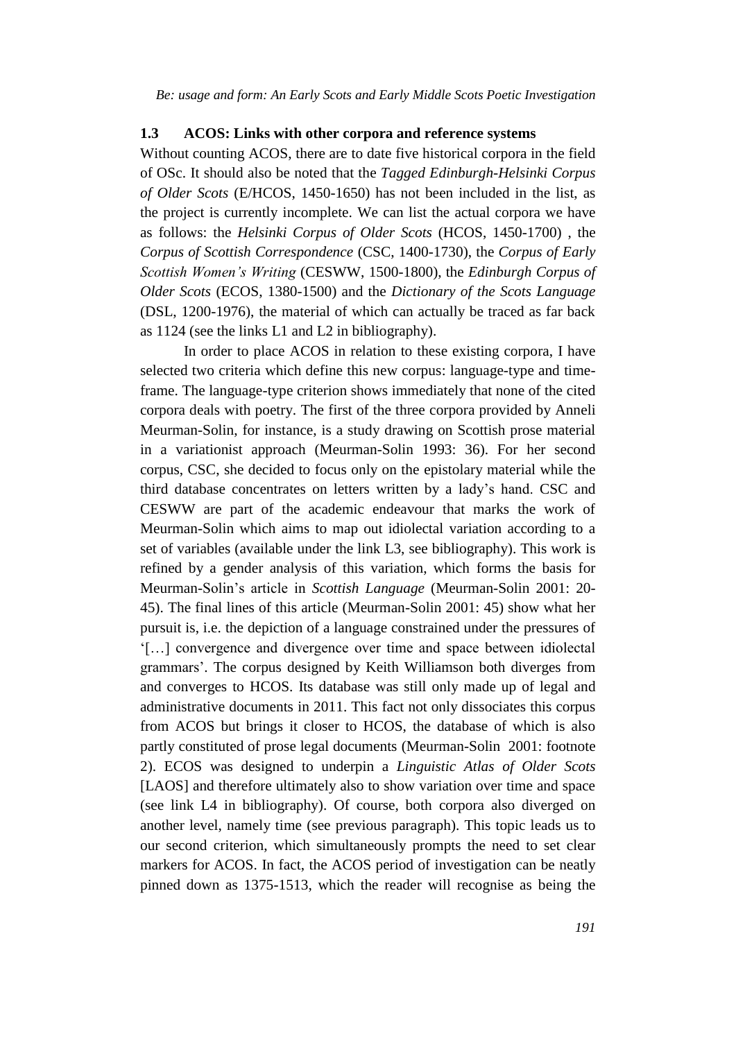## 1.3 ACOS: Links with other corpora and reference systems

Without counting ACOS, there are to date five historical corpora in the field of OSc. It should also be noted that the *Tagged Edinburgh-Helsinki Corpus of Older Scots* (E/HCOS, 1450-1650) has not been included in the list, as the project is currently incomplete. We can list the actual corpora we have as follows: the *Helsinki Corpus of Older Scots* (HCOS, 1450-1700) , the *Corpus of Scottish Correspondence* (CSC, 1400-1730), the *Corpus of Early Scottish Women's Writing* (CESWW, 1500-1800), the *Edinburgh Corpus of Older Scots* (ECOS, 1380-1500) and the *Dictionary of the Scots Language* (DSL, 1200-1976), the material of which can actually be traced as far back as 1124 (see the links L1 and L2 in bibliography).

In order to place ACOS in relation to these existing corpora, I have selected two criteria which define this new corpus: language-type and time-frame. The language-type criterion shows immediately that none of the cited corpora deals with poetry. The first of the three corpora provided by Anneli Meurman-Solin, for instance, is a study drawing on Scottish prose material in a variationist approach (Meurman-Solin 1993: 36). For her second corpus, CSC, she decided to focus only on the epistolary material while the third database concentrates on letters written by a lady's hand. CSC and CESWW are part of the academic endeavour that marks the work of Meurman-Solin which aims to map out idiolectal variation according to a set of variables (available under the link L3, see bibliography). This work is refined by a gender analysis of this variation, which forms the basis for Meurman-Solin's article in *Scottish Language* (Meurman-Solin 2001: 20-45). The final lines of this article (Meurman-Solin 2001: 45) show what her pursuit is, i.e. the depiction of a language constrained under the pressures of '[…] convergence and divergence over time and space between idiolectal grammars'. The corpus designed by Keith Williamson both diverges from and converges to HCOS. Its database was still only made up of legal and administrative documents in 2011. This fact not only dissociates this corpus from ACOS but brings it closer to HCOS, the database of which is also partly constituted of prose legal documents (Meurman-Solin 2001: footnote 2). ECOS was designed to underpin a *Linguistic Atlas of Older Scots* [LAOS] and therefore ultimately also to show variation over time and space (see link L4 in bibliography). Of course, both corpora also diverged on another level, namely time (see previous paragraph). This topic leads us to our second criterion, which simultaneously prompts the need to set clear markers for ACOS. In fact, the ACOS period of investigation can be neatly pinned down as 1375-1513, which the reader will recognise as being the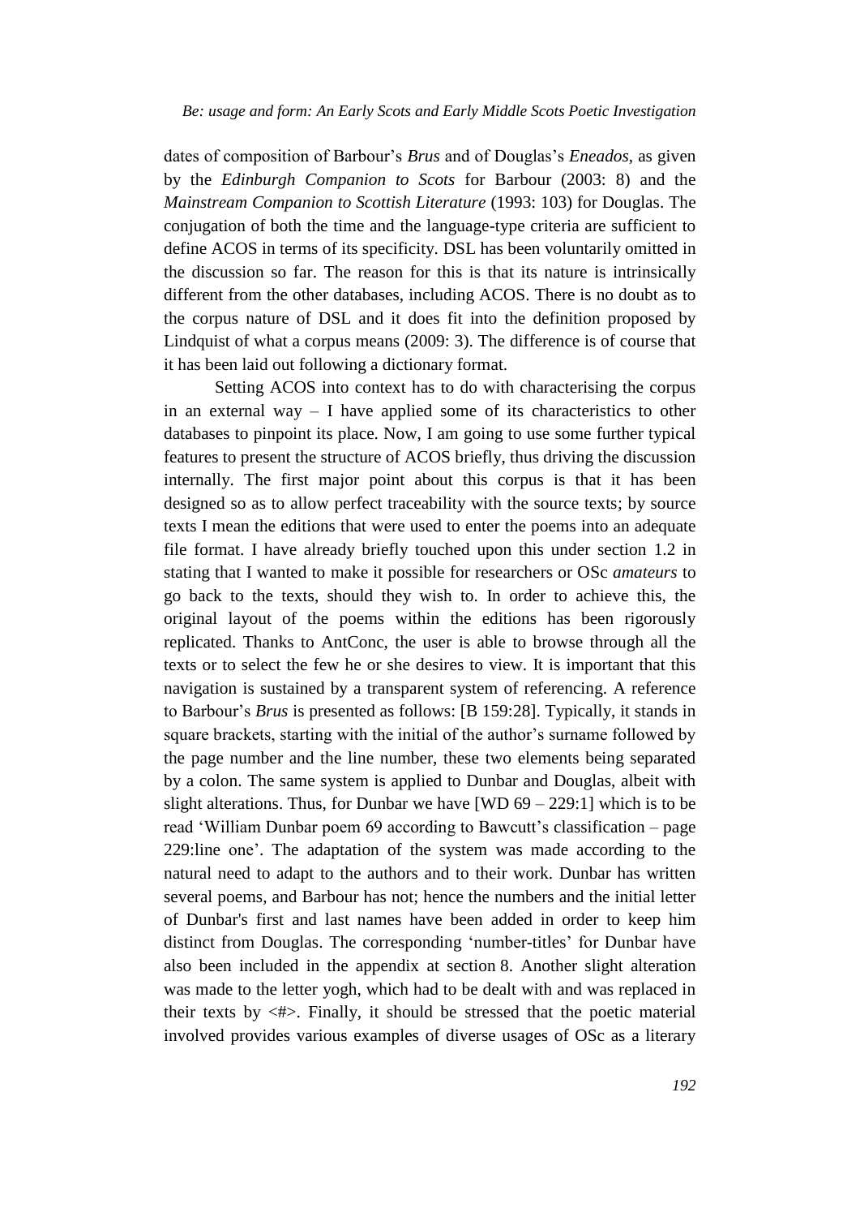dates of composition of Barbour's *Brus* and of Douglas's *Eneados*, as given by the *Edinburgh Companion to Scots* for Barbour (2003: 8) and the *Mainstream Companion to Scottish Literature* (1993: 103) for Douglas. The conjugation of both the time and the language-type criteria are sufficient to define ACOS in terms of its specificity. DSL has been voluntarily omitted in the discussion so far. The reason for this is that its nature is intrinsically different from the other databases, including ACOS. There is no doubt as to the corpus nature of DSL and it does fit into the definition proposed by Lindquist of what a corpus means (2009: 3). The difference is of course that it has been laid out following a dictionary format.

Setting ACOS into context has to do with characterising the corpus in an external way – I have applied some of its characteristics to other databases to pinpoint its place. Now, I am going to use some further typical features to present the structure of ACOS briefly, thus driving the discussion internally. The first major point about this corpus is that it has been designed so as to allow perfect traceability with the source texts; by source texts I mean the editions that were used to enter the poems into an adequate file format. I have already briefly touched upon this under section 1.2 in stating that I wanted to make it possible for researchers or OSc *amateurs* to go back to the texts, should they wish to. In order to achieve this, the original layout of the poems within the editions has been rigorously replicated. Thanks to AntConc, the user is able to browse through all the texts or to select the few he or she desires to view. It is important that this navigation is sustained by a transparent system of referencing. A reference to Barbour's *Brus* is presented as follows: [B 159:28]. Typically, it stands in square brackets, starting with the initial of the author's surname followed by the page number and the line number, these two elements being separated by a colon. The same system is applied to Dunbar and Douglas, albeit with slight alterations. Thus, for Dunbar we have [WD 69 – 229:1] which is to be read 'William Dunbar poem 69 according to Bawcutt's classification – page 229:line one'. The adaptation of the system was made according to the natural need to adapt to the authors and to their work. Dunbar has written several poems, and Barbour has not; hence the numbers and the initial letter of Dunbar's first and last names have been added in order to keep him distinct from Douglas. The corresponding 'number-titles' for Dunbar have also been included in the appendix at section 8. Another slight alteration was made to the letter yogh, which had to be dealt with and was replaced in their texts by <#>. Finally, it should be stressed that the poetic material involved provides various examples of diverse usages of OSc as a literary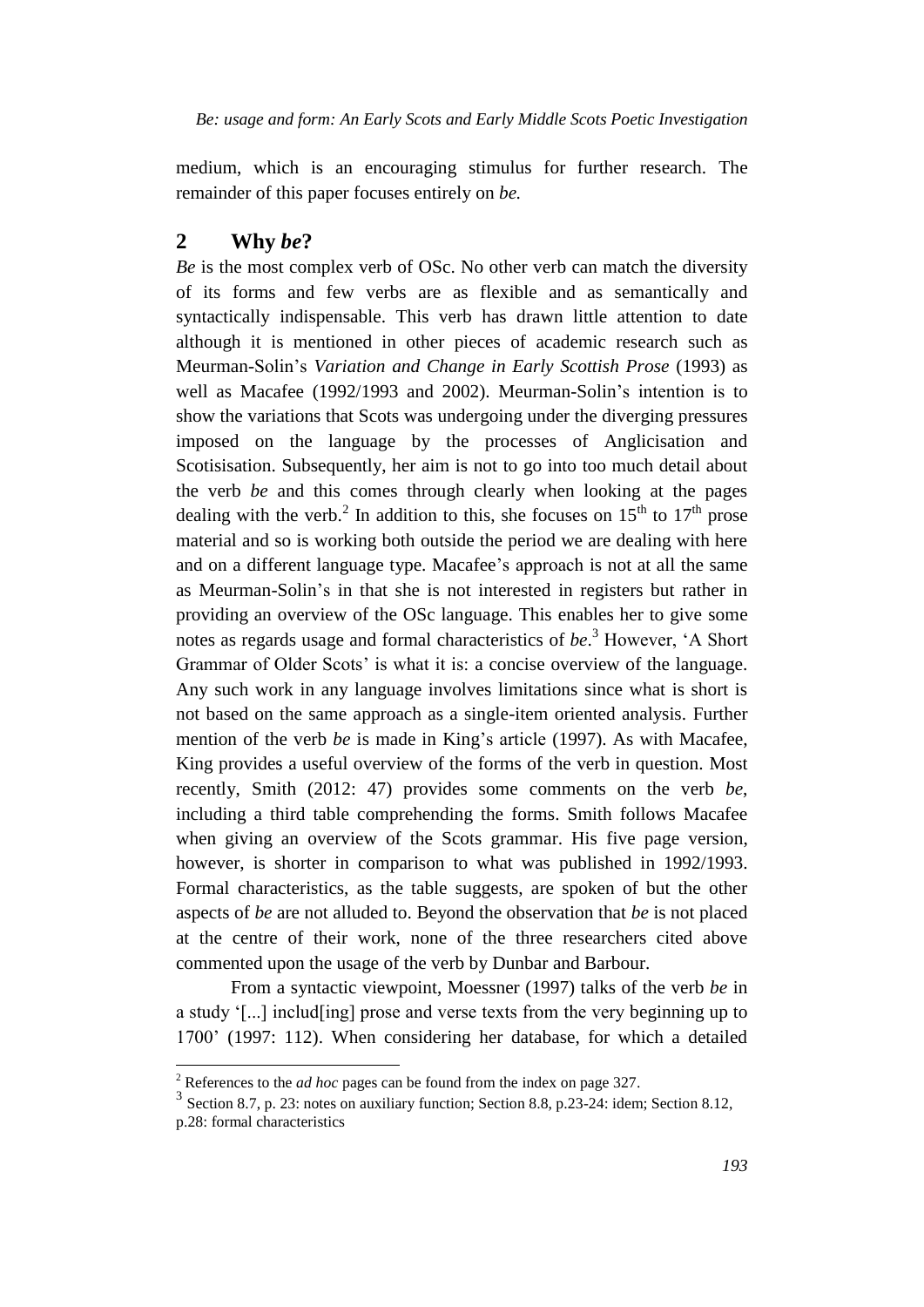medium, which is an encouraging stimulus for further research. The remainder of this paper focuses entirely on *be.*

## 2 Why *be*?

*Be* is the most complex verb of OSc. No other verb can match the diversity of its forms and few verbs are as flexible and as semantically and syntactically indispensable. This verb has drawn little attention to date although it is mentioned in other pieces of academic research such as Meurman-Solin's *Variation and Change in Early Scottish Prose* (1993) as well as Macafee (1992/1993 and 2002). Meurman-Solin's intention is to show the variations that Scots was undergoing under the diverging pressures imposed on the language by the processes of Anglicisation and Scotisisation. Subsequently, her aim is not to go into too much detail about the verb *be* and this comes through clearly when looking at the pages dealing with the verb.[2] In addition to this, she focuses on 15th to 17th prose material and so is working both outside the period we are dealing with here and on a different language type. Macafee's approach is not at all the same as Meurman-Solin's in that she is not interested in registers but rather in providing an overview of the OSc language. This enables her to give some notes as regards usage and formal characteristics of *be*.[3] However, 'A Short Grammar of Older Scots' is what it is: a concise overview of the language. Any such work in any language involves limitations since what is short is not based on the same approach as a single-item oriented analysis. Further mention of the verb *be* is made in King's article (1997). As with Macafee, King provides a useful overview of the forms of the verb in question. Most recently, Smith (2012: 47) provides some comments on the verb *be*, including a third table comprehending the forms. Smith follows Macafee when giving an overview of the Scots grammar. His five page version, however, is shorter in comparison to what was published in 1992/1993. Formal characteristics, as the table suggests, are spoken of but the other aspects of *be* are not alluded to. Beyond the observation that *be* is not placed at the centre of their work, none of the three researchers cited above commented upon the usage of the verb by Dunbar and Barbour.

From a syntactic viewpoint, Moessner (1997) talks of the verb *be* in a study '[...] includ[ing] prose and verse texts from the very beginning up to 1700' (1997: 112). When considering her database, for which a detailed

---

[2] References to the *ad hoc* pages can be found from the index on page 327.

[3] Section 8.7, p. 23: notes on auxiliary function; Section 8.8, p.23-24: idem; Section 8.12, p.28: formal characteristics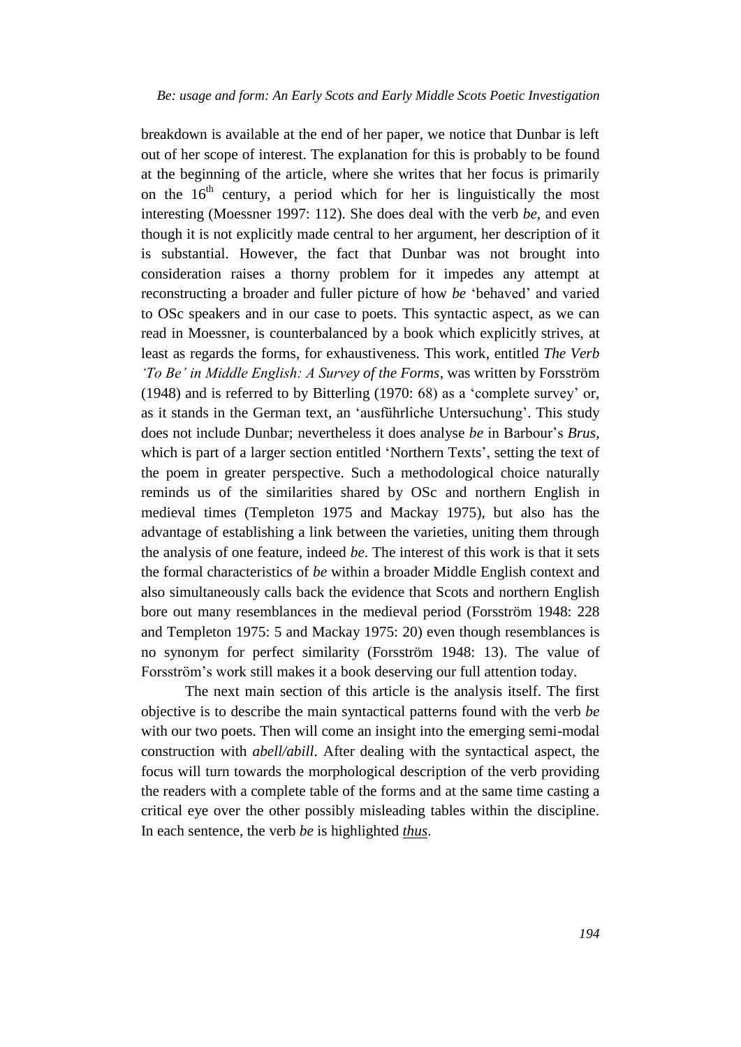breakdown is available at the end of her paper, we notice that Dunbar is left out of her scope of interest. The explanation for this is probably to be found at the beginning of the article, where she writes that her focus is primarily on the 16th century, a period which for her is linguistically the most interesting (Moessner 1997: 112). She does deal with the verb *be*, and even though it is not explicitly made central to her argument, her description of it is substantial. However, the fact that Dunbar was not brought into consideration raises a thorny problem for it impedes any attempt at reconstructing a broader and fuller picture of how *be* 'behaved' and varied to OSc speakers and in our case to poets. This syntactic aspect, as we can read in Moessner, is counterbalanced by a book which explicitly strives, at least as regards the forms, for exhaustiveness. This work, entitled *The Verb 'To Be' in Middle English: A Survey of the Forms*, was written by Forsström (1948) and is referred to by Bitterling (1970: 68) as a 'complete survey' or, as it stands in the German text, an 'ausführliche Untersuchung'. This study does not include Dunbar; nevertheless it does analyse *be* in Barbour's *Brus*, which is part of a larger section entitled 'Northern Texts', setting the text of the poem in greater perspective. Such a methodological choice naturally reminds us of the similarities shared by OSc and northern English in medieval times (Templeton 1975 and Mackay 1975), but also has the advantage of establishing a link between the varieties, uniting them through the analysis of one feature, indeed *be*. The interest of this work is that it sets the formal characteristics of *be* within a broader Middle English context and also simultaneously calls back the evidence that Scots and northern English bore out many resemblances in the medieval period (Forsström 1948: 228 and Templeton 1975: 5 and Mackay 1975: 20) even though resemblances is no synonym for perfect similarity (Forsström 1948: 13). The value of Forsström's work still makes it a book deserving our full attention today.

The next main section of this article is the analysis itself. The first objective is to describe the main syntactical patterns found with the verb *be* with our two poets. Then will come an insight into the emerging semi-modal construction with *abell/abill*. After dealing with the syntactical aspect, the focus will turn towards the morphological description of the verb providing the readers with a complete table of the forms and at the same time casting a critical eye over the other possibly misleading tables within the discipline. In each sentence, the verb *be* is highlighted <u>*thus*</u>.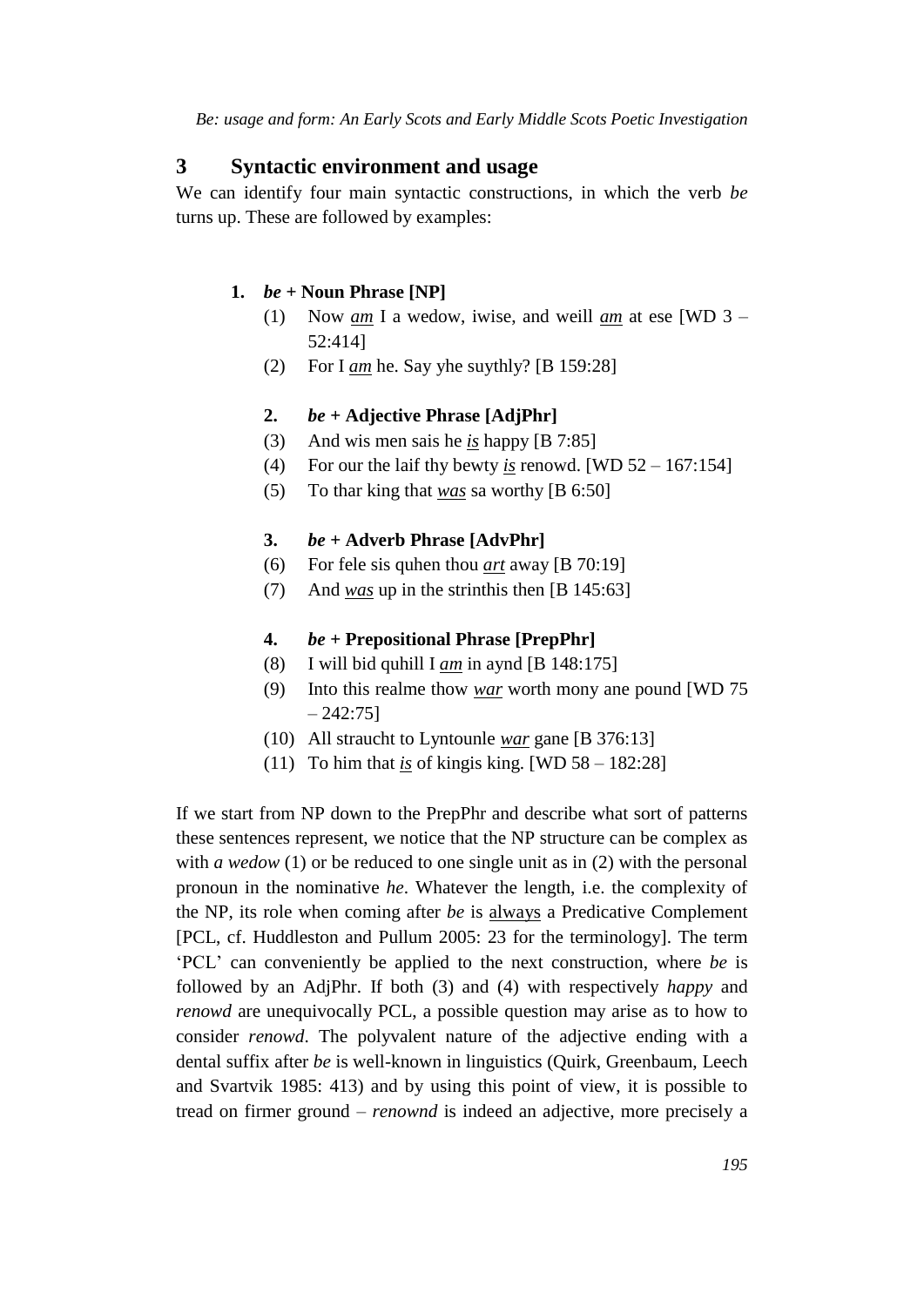## 3 Syntactic environment and usage

We can identify four main syntactic constructions, in which the verb *be* turns up. These are followed by examples:

**1. *be* + Noun Phrase [NP]**

(1) Now ***am*** I a wedow, iwise, and weill ***am*** at ese [WD 3 – 52:414]

(2) For I ***am*** he. Say yhe suythly? [B 159:28]

**2. *be* + Adjective Phrase [AdjPhr]**

(3) And wis men sais he ***is*** happy [B 7:85]

(4) For our the laif thy bewty ***is*** renowd. [WD 52 – 167:154]

(5) To thar king that ***was*** sa worthy [B 6:50]

**3. *be* + Adverb Phrase [AdvPhr]**

(6) For fele sis quhen thou ***art*** away [B 70:19]

(7) And ***was*** up in the strinthis then [B 145:63]

**4. *be* + Prepositional Phrase [PrepPhr]**

(8) I will bid quhill I ***am*** in aynd [B 148:175]

(9) Into this realme thow ***war*** worth mony ane pound [WD 75 – 242:75]

(10) All straucht to Lyntounle ***war*** gane [B 376:13]

(11) To him that ***is*** of kingis king. [WD 58 – 182:28]

If we start from NP down to the PrepPhr and describe what sort of patterns these sentences represent, we notice that the NP structure can be complex as with *a wedow* (1) or be reduced to one single unit as in (2) with the personal pronoun in the nominative *he*. Whatever the length, i.e. the complexity of the NP, its role when coming after *be* is always a Predicative Complement [PCL, cf. Huddleston and Pullum 2005: 23 for the terminology]. The term 'PCL' can conveniently be applied to the next construction, where *be* is followed by an AdjPhr. If both (3) and (4) with respectively *happy* and *renowd* are unequivocally PCL, a possible question may arise as to how to consider *renowd*. The polyvalent nature of the adjective ending with a dental suffix after *be* is well-known in linguistics (Quirk, Greenbaum, Leech and Svartvik 1985: 413) and by using this point of view, it is possible to tread on firmer ground – *renownd* is indeed an adjective, more precisely a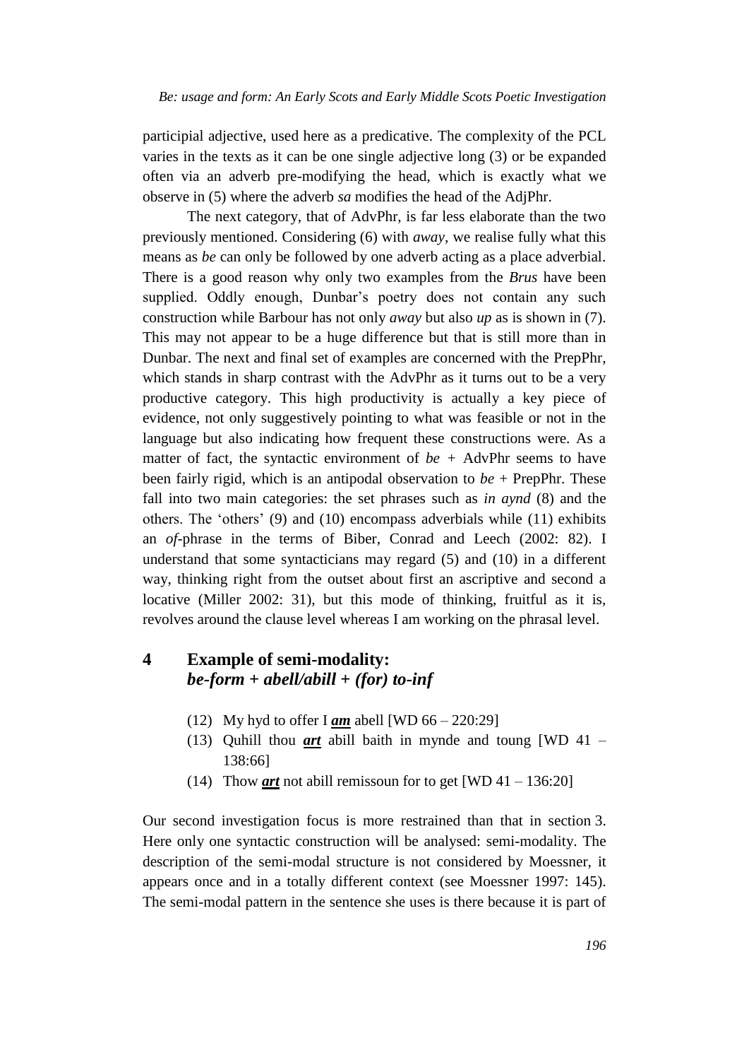participial adjective, used here as a predicative. The complexity of the PCL varies in the texts as it can be one single adjective long (3) or be expanded often via an adverb pre-modifying the head, which is exactly what we observe in (5) where the adverb *sa* modifies the head of the AdjPhr.

The next category, that of AdvPhr, is far less elaborate than the two previously mentioned. Considering (6) with *away*, we realise fully what this means as *be* can only be followed by one adverb acting as a place adverbial. There is a good reason why only two examples from the *Brus* have been supplied. Oddly enough, Dunbar's poetry does not contain any such construction while Barbour has not only *away* but also *up* as is shown in (7). This may not appear to be a huge difference but that is still more than in Dunbar. The next and final set of examples are concerned with the PrepPhr, which stands in sharp contrast with the AdvPhr as it turns out to be a very productive category. This high productivity is actually a key piece of evidence, not only suggestively pointing to what was feasible or not in the language but also indicating how frequent these constructions were. As a matter of fact, the syntactic environment of *be* + AdvPhr seems to have been fairly rigid, which is an antipodal observation to *be* + PrepPhr. These fall into two main categories: the set phrases such as *in aynd* (8) and the others. The 'others' (9) and (10) encompass adverbials while (11) exhibits an *of*-phrase in the terms of Biber, Conrad and Leech (2002: 82). I understand that some syntacticians may regard (5) and (10) in a different way, thinking right from the outset about first an ascriptive and second a locative (Miller 2002: 31), but this mode of thinking, fruitful as it is, revolves around the clause level whereas I am working on the phrasal level.

## 4 Example of semi-modality: *be-form + abell/abill + (for) to-inf*

(12) My hyd to offer I ***am*** abell [WD 66 – 220:29]

(13) Quhill thou ***art*** abill baith in mynde and toung [WD 41 – 138:66]

(14) Thow ***art*** not abill remissoun for to get [WD 41 – 136:20]

Our second investigation focus is more restrained than that in section 3. Here only one syntactic construction will be analysed: semi-modality. The description of the semi-modal structure is not considered by Moessner, it appears once and in a totally different context (see Moessner 1997: 145). The semi-modal pattern in the sentence she uses is there because it is part of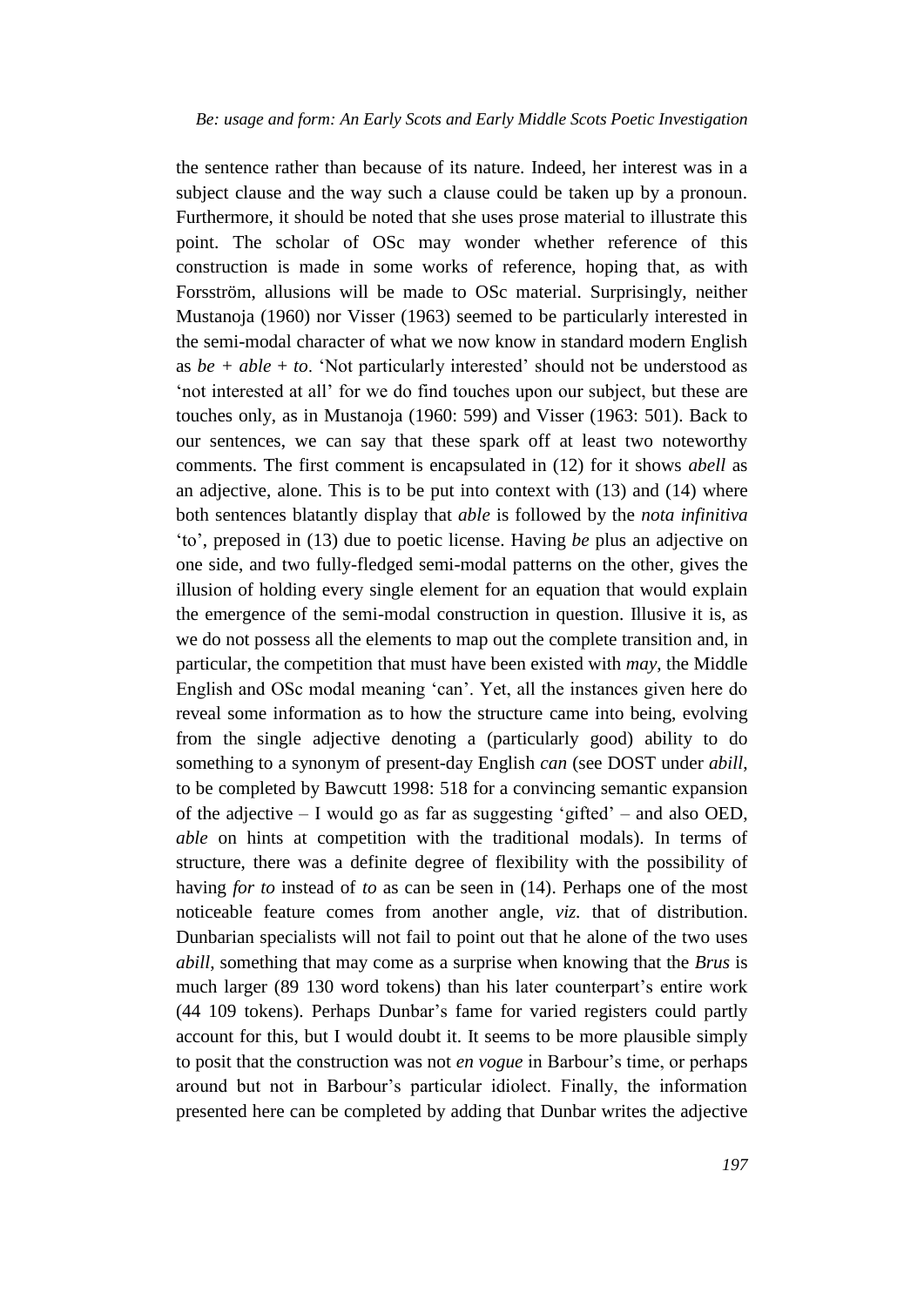the sentence rather than because of its nature. Indeed, her interest was in a subject clause and the way such a clause could be taken up by a pronoun. Furthermore, it should be noted that she uses prose material to illustrate this point. The scholar of OSc may wonder whether reference of this construction is made in some works of reference, hoping that, as with Forsström, allusions will be made to OSc material. Surprisingly, neither Mustanoja (1960) nor Visser (1963) seemed to be particularly interested in the semi-modal character of what we now know in standard modern English as *be* + *able* + *to*. 'Not particularly interested' should not be understood as 'not interested at all' for we do find touches upon our subject, but these are touches only, as in Mustanoja (1960: 599) and Visser (1963: 501). Back to our sentences, we can say that these spark off at least two noteworthy comments. The first comment is encapsulated in (12) for it shows *abell* as an adjective, alone. This is to be put into context with (13) and (14) where both sentences blatantly display that *able* is followed by the *nota infinitiva* 'to', preposed in (13) due to poetic license. Having *be* plus an adjective on one side, and two fully-fledged semi-modal patterns on the other, gives the illusion of holding every single element for an equation that would explain the emergence of the semi-modal construction in question. Illusive it is, as we do not possess all the elements to map out the complete transition and, in particular, the competition that must have been existed with *may*, the Middle English and OSc modal meaning 'can'. Yet, all the instances given here do reveal some information as to how the structure came into being, evolving from the single adjective denoting a (particularly good) ability to do something to a synonym of present-day English *can* (see DOST under *abill*, to be completed by Bawcutt 1998: 518 for a convincing semantic expansion of the adjective – I would go as far as suggesting 'gifted' – and also OED, *able* on hints at competition with the traditional modals). In terms of structure, there was a definite degree of flexibility with the possibility of having *for to* instead of *to* as can be seen in (14). Perhaps one of the most noticeable feature comes from another angle, *viz.* that of distribution. Dunbarian specialists will not fail to point out that he alone of the two uses *abill*, something that may come as a surprise when knowing that the *Brus* is much larger (89 130 word tokens) than his later counterpart's entire work (44 109 tokens). Perhaps Dunbar's fame for varied registers could partly account for this, but I would doubt it. It seems to be more plausible simply to posit that the construction was not *en vogue* in Barbour's time, or perhaps around but not in Barbour's particular idiolect. Finally, the information presented here can be completed by adding that Dunbar writes the adjective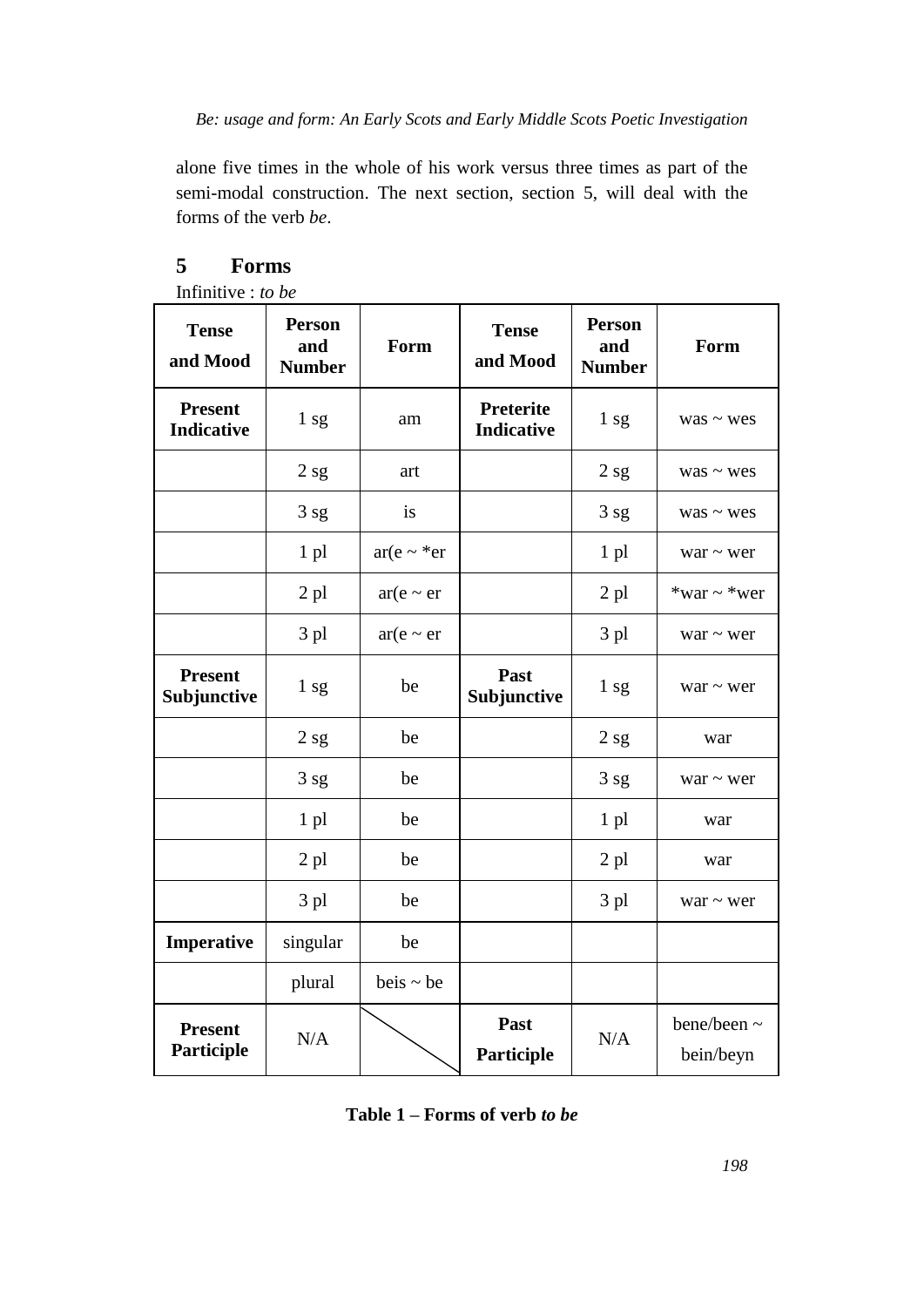alone five times in the whole of his work versus three times as part of the semi-modal construction. The next section, section 5, will deal with the forms of the verb *be*.

## 5 Forms

Infinitive : *to be*

| **Tense and Mood** | **Person and Number** | **Form** | **Tense and Mood** | **Person and Number** | **Form** |
|---|---|---|---|---|---|
| **Present Indicative** | 1 sg | am | **Preterite Indicative** | 1 sg | was ~ wes |
| | 2 sg | art | | 2 sg | was ~ wes |
| | 3 sg | is | | 3 sg | was ~ wes |
| | 1 pl | ar(e ~ *er | | 1 pl | war ~ wer |
| | 2 pl | ar(e ~ er | | 2 pl | *war ~ *wer |
| | 3 pl | ar(e ~ er | | 3 pl | war ~ wer |
| **Present Subjunctive** | 1 sg | be | **Past Subjunctive** | 1 sg | war ~ wer |
| | 2 sg | be | | 2 sg | war |
| | 3 sg | be | | 3 sg | war ~ wer |
| | 1 pl | be | | 1 pl | war |
| | 2 pl | be | | 2 pl | war |
| | 3 pl | be | | 3 pl | war ~ wer |
| **Imperative** | singular | be | | | |
| | plural | beis ~ be | | | |
| **Present Participle** | N/A | | **Past Participle** | N/A | bene/been ~ bein/beyn |

**Table 1 – Forms of verb *to be***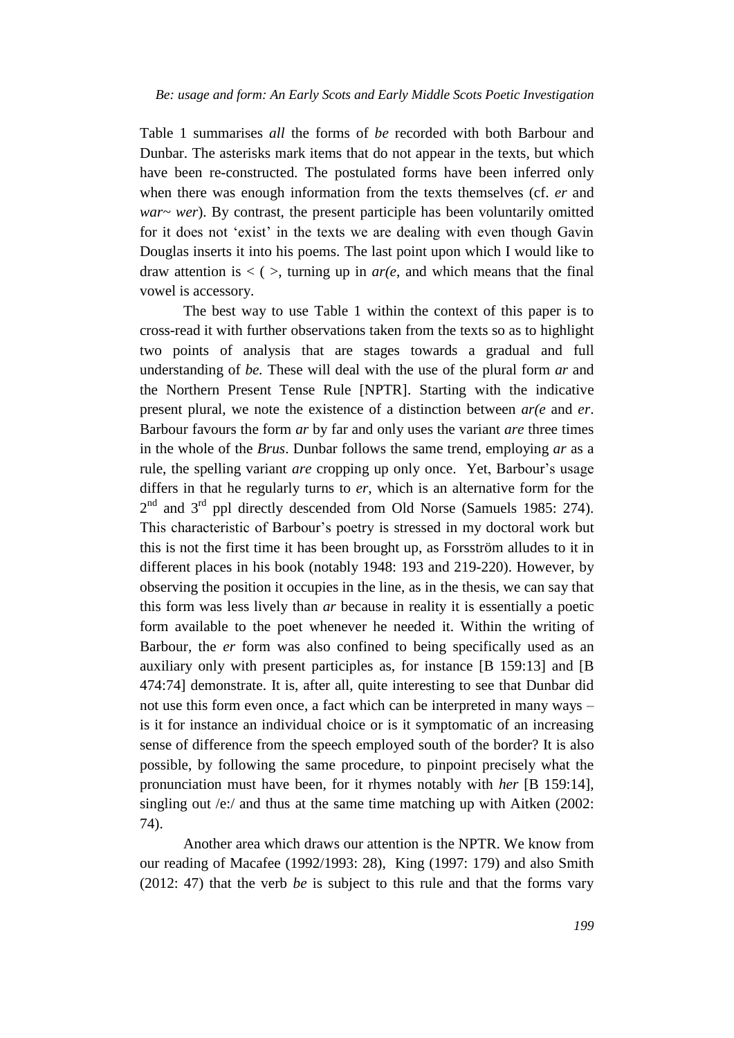Table 1 summarises *all* the forms of *be* recorded with both Barbour and Dunbar. The asterisks mark items that do not appear in the texts, but which have been re-constructed. The postulated forms have been inferred only when there was enough information from the texts themselves (cf. *er* and *war~ wer*). By contrast, the present participle has been voluntarily omitted for it does not 'exist' in the texts we are dealing with even though Gavin Douglas inserts it into his poems. The last point upon which I would like to draw attention is < ( >, turning up in *ar(e*, and which means that the final vowel is accessory.

The best way to use Table 1 within the context of this paper is to cross-read it with further observations taken from the texts so as to highlight two points of analysis that are stages towards a gradual and full understanding of *be.* These will deal with the use of the plural form *ar* and the Northern Present Tense Rule [NPTR]. Starting with the indicative present plural, we note the existence of a distinction between *ar(e* and *er*. Barbour favours the form *ar* by far and only uses the variant *are* three times in the whole of the *Brus*. Dunbar follows the same trend, employing *ar* as a rule, the spelling variant *are* cropping up only once. Yet, Barbour's usage differs in that he regularly turns to *er*, which is an alternative form for the 2nd and 3rd ppl directly descended from Old Norse (Samuels 1985: 274). This characteristic of Barbour's poetry is stressed in my doctoral work but this is not the first time it has been brought up, as Forsström alludes to it in different places in his book (notably 1948: 193 and 219-220). However, by observing the position it occupies in the line, as in the thesis, we can say that this form was less lively than *ar* because in reality it is essentially a poetic form available to the poet whenever he needed it. Within the writing of Barbour, the *er* form was also confined to being specifically used as an auxiliary only with present participles as, for instance [B 159:13] and [B 474:74] demonstrate. It is, after all, quite interesting to see that Dunbar did not use this form even once, a fact which can be interpreted in many ways – is it for instance an individual choice or is it symptomatic of an increasing sense of difference from the speech employed south of the border? It is also possible, by following the same procedure, to pinpoint precisely what the pronunciation must have been, for it rhymes notably with *her* [B 159:14], singling out /e:/ and thus at the same time matching up with Aitken (2002: 74).

Another area which draws our attention is the NPTR. We know from our reading of Macafee (1992/1993: 28), King (1997: 179) and also Smith (2012: 47) that the verb *be* is subject to this rule and that the forms vary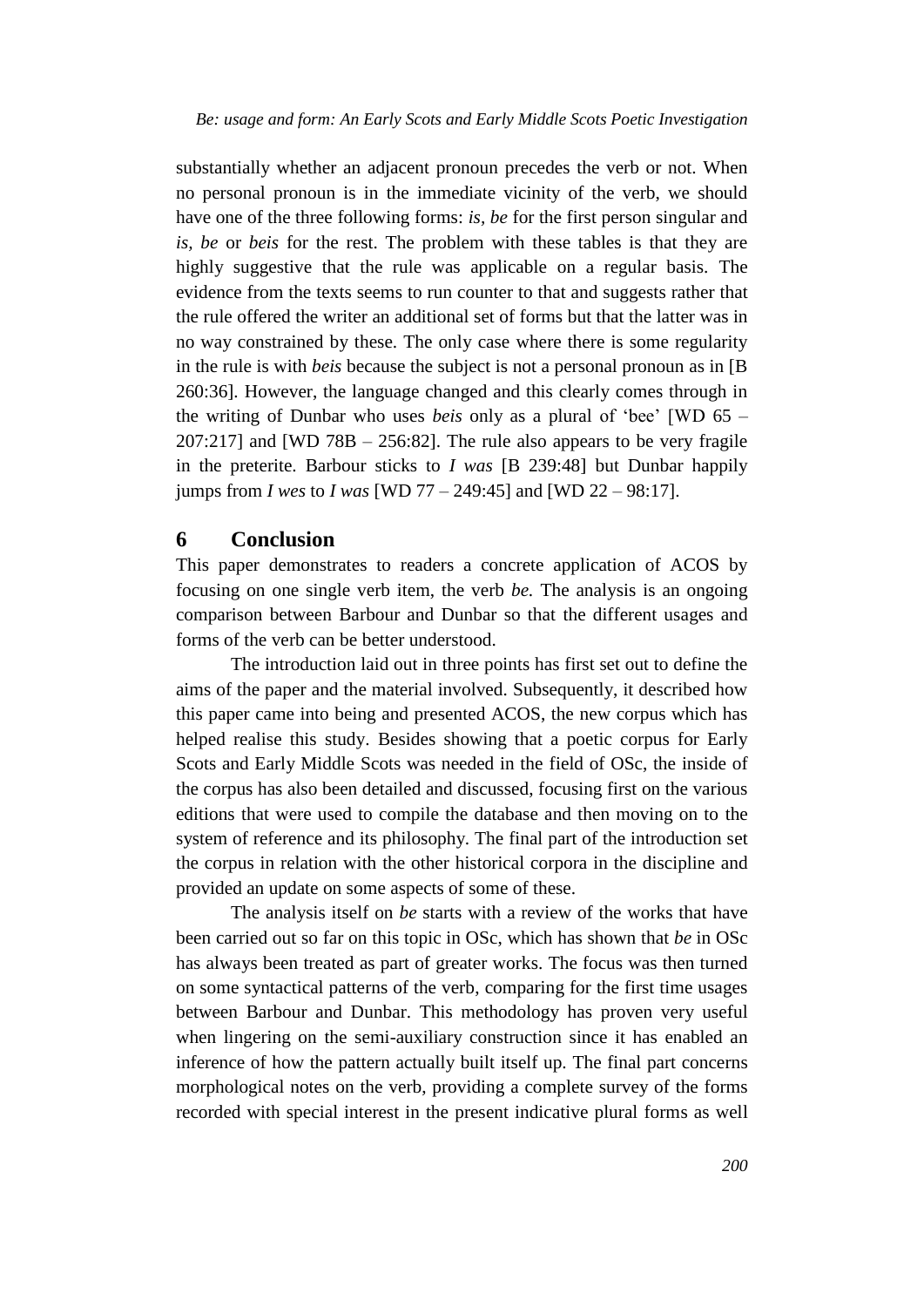substantially whether an adjacent pronoun precedes the verb or not. When no personal pronoun is in the immediate vicinity of the verb, we should have one of the three following forms: *is*, *be* for the first person singular and *is, be* or *beis* for the rest. The problem with these tables is that they are highly suggestive that the rule was applicable on a regular basis. The evidence from the texts seems to run counter to that and suggests rather that the rule offered the writer an additional set of forms but that the latter was in no way constrained by these. The only case where there is some regularity in the rule is with *beis* because the subject is not a personal pronoun as in [B 260:36]. However, the language changed and this clearly comes through in the writing of Dunbar who uses *beis* only as a plural of 'bee' [WD 65 – 207:217] and [WD 78B – 256:82]. The rule also appears to be very fragile in the preterite. Barbour sticks to *I was* [B 239:48] but Dunbar happily jumps from *I wes* to *I was* [WD 77 – 249:45] and [WD 22 – 98:17].

## 6 Conclusion

This paper demonstrates to readers a concrete application of ACOS by focusing on one single verb item, the verb *be.* The analysis is an ongoing comparison between Barbour and Dunbar so that the different usages and forms of the verb can be better understood.

The introduction laid out in three points has first set out to define the aims of the paper and the material involved. Subsequently, it described how this paper came into being and presented ACOS, the new corpus which has helped realise this study. Besides showing that a poetic corpus for Early Scots and Early Middle Scots was needed in the field of OSc, the inside of the corpus has also been detailed and discussed, focusing first on the various editions that were used to compile the database and then moving on to the system of reference and its philosophy. The final part of the introduction set the corpus in relation with the other historical corpora in the discipline and provided an update on some aspects of some of these.

The analysis itself on *be* starts with a review of the works that have been carried out so far on this topic in OSc, which has shown that *be* in OSc has always been treated as part of greater works. The focus was then turned on some syntactical patterns of the verb, comparing for the first time usages between Barbour and Dunbar. This methodology has proven very useful when lingering on the semi-auxiliary construction since it has enabled an inference of how the pattern actually built itself up. The final part concerns morphological notes on the verb, providing a complete survey of the forms recorded with special interest in the present indicative plural forms as well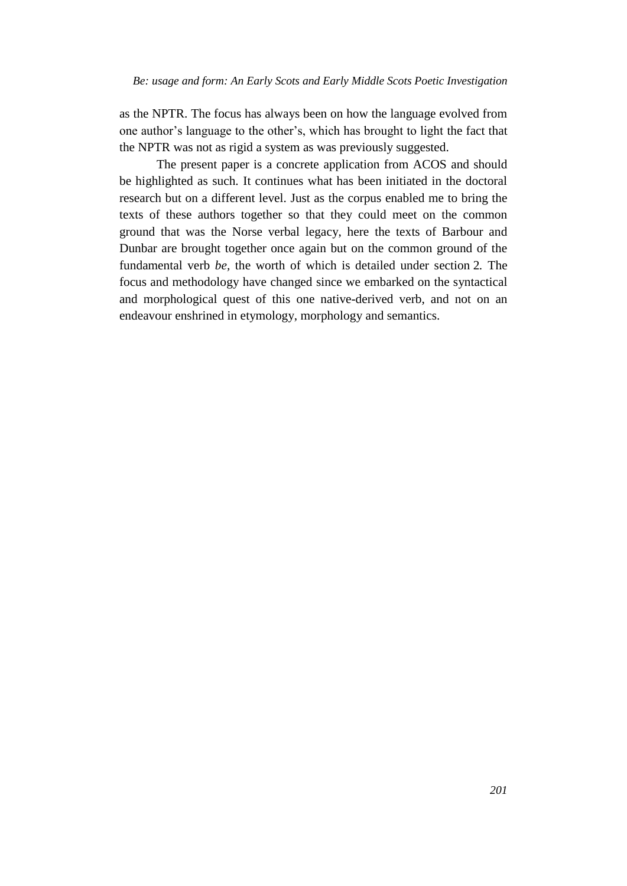as the NPTR. The focus has always been on how the language evolved from one author's language to the other's, which has brought to light the fact that the NPTR was not as rigid a system as was previously suggested.

The present paper is a concrete application from ACOS and should be highlighted as such. It continues what has been initiated in the doctoral research but on a different level. Just as the corpus enabled me to bring the texts of these authors together so that they could meet on the common ground that was the Norse verbal legacy, here the texts of Barbour and Dunbar are brought together once again but on the common ground of the fundamental verb *be*, the worth of which is detailed under section 2. The focus and methodology have changed since we embarked on the syntactical and morphological quest of this one native-derived verb, and not on an endeavour enshrined in etymology, morphology and semantics.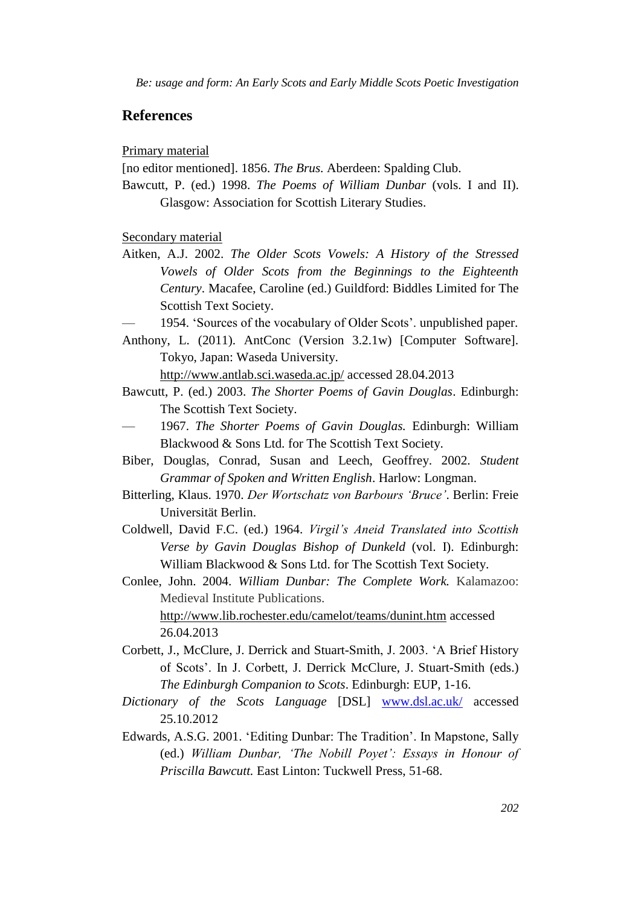## References

<u>Primary material</u>

[no editor mentioned]. 1856. *The Brus*. Aberdeen: Spalding Club.

Bawcutt, P. (ed.) 1998. *The Poems of William Dunbar* (vols. I and II). Glasgow: Association for Scottish Literary Studies.

<u>Secondary material</u>

Aitken, A.J. 2002. *The Older Scots Vowels: A History of the Stressed Vowels of Older Scots from the Beginnings to the Eighteenth Century*. Macafee, Caroline (ed.) Guildford: Biddles Limited for The Scottish Text Society.

— 1954. 'Sources of the vocabulary of Older Scots'. unpublished paper.

Anthony, L. (2011). AntConc (Version 3.2.1w) [Computer Software]. Tokyo, Japan: Waseda University. http://www.antlab.sci.waseda.ac.jp/ accessed 28.04.2013

Bawcutt, P. (ed.) 2003. *The Shorter Poems of Gavin Douglas*. Edinburgh: The Scottish Text Society.

— 1967. *The Shorter Poems of Gavin Douglas.* Edinburgh: William Blackwood & Sons Ltd. for The Scottish Text Society.

Biber, Douglas, Conrad, Susan and Leech, Geoffrey. 2002. *Student Grammar of Spoken and Written English*. Harlow: Longman.

Bitterling, Klaus. 1970. *Der Wortschatz von Barbours 'Bruce'*. Berlin: Freie Universität Berlin.

Coldwell, David F.C. (ed.) 1964. *Virgil's Aneid Translated into Scottish Verse by Gavin Douglas Bishop of Dunkeld* (vol. I). Edinburgh: William Blackwood & Sons Ltd. for The Scottish Text Society.

Conlee, John. 2004. *William Dunbar: The Complete Work.* Kalamazoo: Medieval Institute Publications. http://www.lib.rochester.edu/camelot/teams/dunint.htm accessed 26.04.2013

Corbett, J., McClure, J. Derrick and Stuart-Smith, J. 2003. 'A Brief History of Scots'. In J. Corbett, J. Derrick McClure, J. Stuart-Smith (eds.) *The Edinburgh Companion to Scots*. Edinburgh: EUP, 1-16.

*Dictionary of the Scots Language* [DSL] www.dsl.ac.uk/ accessed 25.10.2012

Edwards, A.S.G. 2001. 'Editing Dunbar: The Tradition'. In Mapstone, Sally (ed.) *William Dunbar, 'The Nobill Poyet': Essays in Honour of Priscilla Bawcutt.* East Linton: Tuckwell Press, 51-68.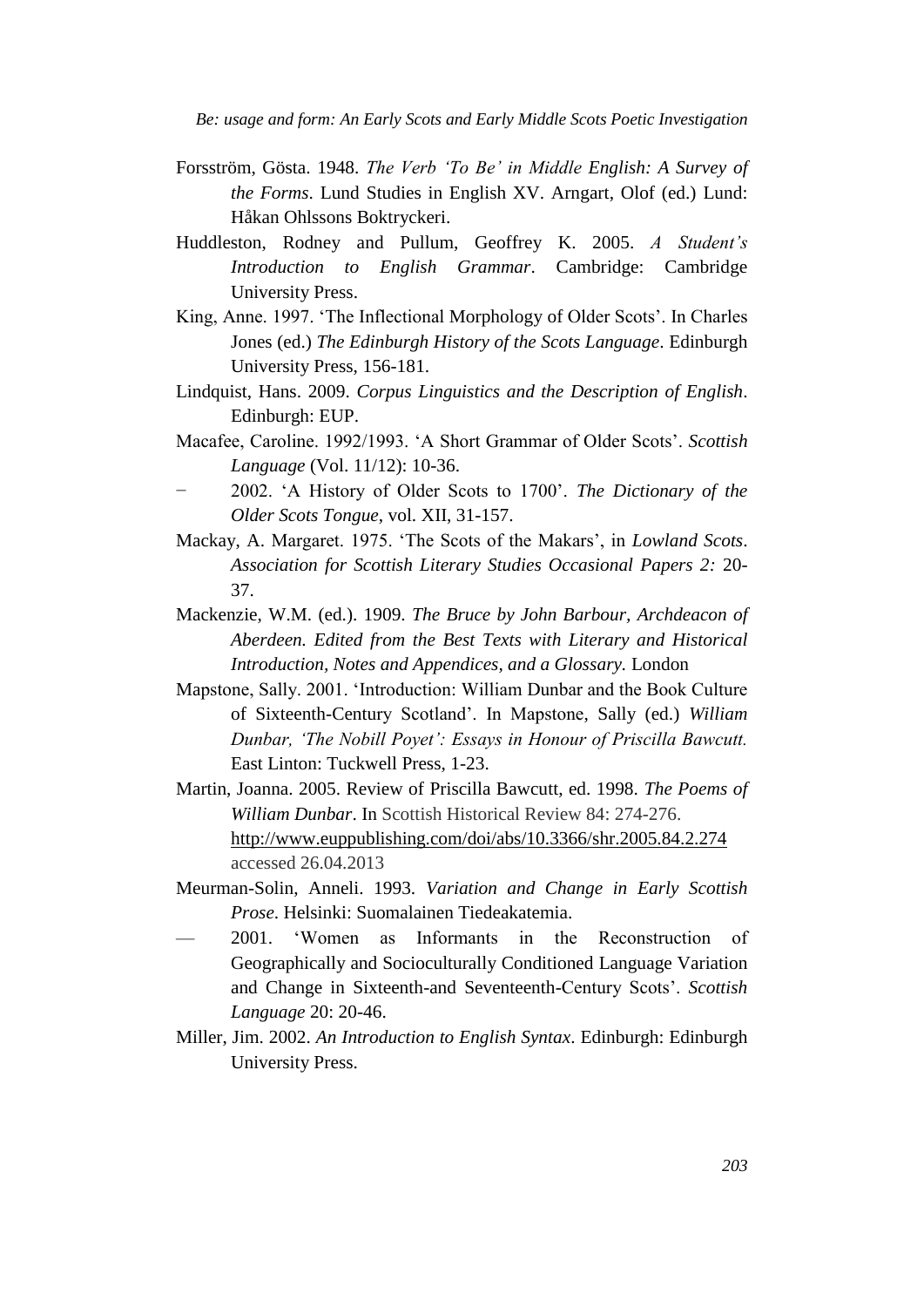Forsström, Gösta. 1948. *The Verb 'To Be' in Middle English: A Survey of the Forms*. Lund Studies in English XV. Arngart, Olof (ed.) Lund: Håkan Ohlssons Boktryckeri.

Huddleston, Rodney and Pullum, Geoffrey K. 2005. *A Student's Introduction to English Grammar*. Cambridge: Cambridge University Press.

King, Anne. 1997. 'The Inflectional Morphology of Older Scots'. In Charles Jones (ed.) *The Edinburgh History of the Scots Language*. Edinburgh University Press, 156-181.

Lindquist, Hans. 2009. *Corpus Linguistics and the Description of English*. Edinburgh: EUP.

Macafee, Caroline. 1992/1993. 'A Short Grammar of Older Scots'. *Scottish Language* (Vol. 11/12): 10-36.

— 2002. 'A History of Older Scots to 1700'. *The Dictionary of the Older Scots Tongue*, vol. XII, 31-157.

Mackay, A. Margaret. 1975. 'The Scots of the Makars', in *Lowland Scots. Association for Scottish Literary Studies Occasional Papers 2:* 20-37.

Mackenzie, W.M. (ed.). 1909. *The Bruce by John Barbour, Archdeacon of Aberdeen. Edited from the Best Texts with Literary and Historical Introduction, Notes and Appendices, and a Glossary.* London

Mapstone, Sally. 2001. 'Introduction: William Dunbar and the Book Culture of Sixteenth-Century Scotland'. In Mapstone, Sally (ed.) *William Dunbar, 'The Nobill Poyet': Essays in Honour of Priscilla Bawcutt.* East Linton: Tuckwell Press, 1-23.

Martin, Joanna. 2005. Review of Priscilla Bawcutt, ed. 1998. *The Poems of William Dunbar*. In Scottish Historical Review 84: 274-276. http://www.euppublishing.com/doi/abs/10.3366/shr.2005.84.2.274 accessed 26.04.2013

Meurman-Solin, Anneli. 1993. *Variation and Change in Early Scottish Prose*. Helsinki: Suomalainen Tiedeakatemia.

— 2001. 'Women as Informants in the Reconstruction of Geographically and Socioculturally Conditioned Language Variation and Change in Sixteenth-and Seventeenth-Century Scots'. *Scottish Language* 20: 20-46.

Miller, Jim. 2002. *An Introduction to English Syntax*. Edinburgh: Edinburgh University Press.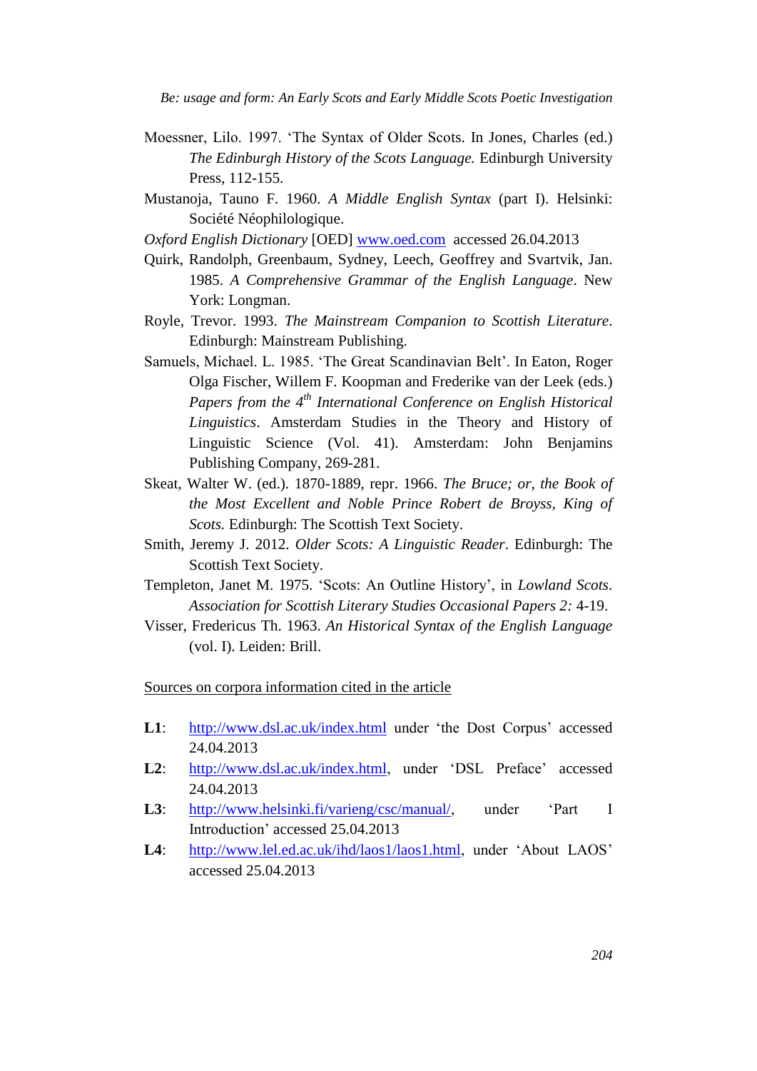Moessner, Lilo. 1997. 'The Syntax of Older Scots. In Jones, Charles (ed.) *The Edinburgh History of the Scots Language.* Edinburgh University Press, 112-155.

Mustanoja, Tauno F. 1960. *A Middle English Syntax* (part I). Helsinki: Société Néophilologique.

*Oxford English Dictionary* [OED] www.oed.com accessed 26.04.2013

Quirk, Randolph, Greenbaum, Sydney, Leech, Geoffrey and Svartvik, Jan. 1985. *A Comprehensive Grammar of the English Language*. New York: Longman.

Royle, Trevor. 1993. *The Mainstream Companion to Scottish Literature*. Edinburgh: Mainstream Publishing.

Samuels, Michael. L. 1985. 'The Great Scandinavian Belt'. In Eaton, Roger Olga Fischer, Willem F. Koopman and Frederike van der Leek (eds.) *Papers from the 4th International Conference on English Historical Linguistics*. Amsterdam Studies in the Theory and History of Linguistic Science (Vol. 41). Amsterdam: John Benjamins Publishing Company, 269-281.

Skeat, Walter W. (ed.). 1870-1889, repr. 1966. *The Bruce; or, the Book of the Most Excellent and Noble Prince Robert de Broyss, King of Scots.* Edinburgh: The Scottish Text Society.

Smith, Jeremy J. 2012. *Older Scots: A Linguistic Reader*. Edinburgh: The Scottish Text Society.

Templeton, Janet M. 1975. 'Scots: An Outline History', in *Lowland Scots*. *Association for Scottish Literary Studies Occasional Papers 2:* 4-19.

Visser, Fredericus Th. 1963. *An Historical Syntax of the English Language* (vol. I). Leiden: Brill.

Sources on corpora information cited in the article

**L1**: http://www.dsl.ac.uk/index.html under 'the Dost Corpus' accessed 24.04.2013

**L2**: http://www.dsl.ac.uk/index.html, under 'DSL Preface' accessed 24.04.2013

**L3**: http://www.helsinki.fi/varieng/csc/manual/, under 'Part I Introduction' accessed 25.04.2013

**L4**: http://www.lel.ed.ac.uk/ihd/laos1/laos1.html, under 'About LAOS' accessed 25.04.2013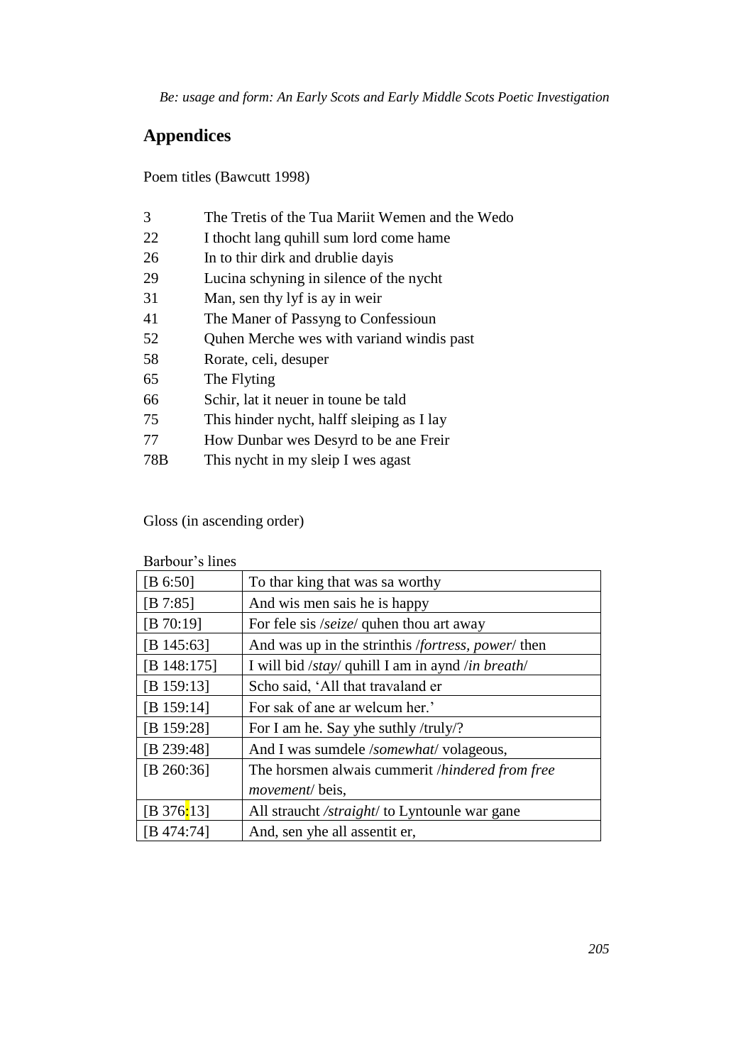## Appendices

Poem titles (Bawcutt 1998)

| | |
|---|---|
| 3 | The Tretis of the Tua Mariit Wemen and the Wedo |
| 22 | I thocht lang quhill sum lord come hame |
| 26 | In to thir dirk and drublie dayis |
| 29 | Lucina schyning in silence of the nycht |
| 31 | Man, sen thy lyf is ay in weir |
| 41 | The Maner of Passyng to Confessioun |
| 52 | Quhen Merche wes with variand windis past |
| 58 | Rorate, celi, desuper |
| 65 | The Flyting |
| 66 | Schir, lat it neuer in toune be tald |
| 75 | This hinder nycht, halff sleiping as I lay |
| 77 | How Dunbar wes Desyrd to be ane Freir |
| 78B | This nycht in my sleip I wes agast |

Gloss (in ascending order)

Barbour's lines

| | |
|---|---|
| [B 6:50] | To thar king that was sa worthy |
| [B 7:85] | And wis men sais he is happy |
| [B 70:19] | For fele sis /*seize*/ quhen thou art away |
| [B 145:63] | And was up in the strinthis /*fortress, power*/ then |
| [B 148:175] | I will bid /*stay*/ quhill I am in aynd /*in breath*/ |
| [B 159:13] | Scho said, 'All that travaland er |
| [B 159:14] | For sak of ane ar welcum her.' |
| [B 159:28] | For I am he. Say yhe suthly /truly/? |
| [B 239:48] | And I was sumdele /*somewhat*/ volageous, |
| [B 260:36] | The horsmen alwais cummerit /*hindered from free movement*/ beis, |
| [B 376:13] | All straucht /*straight*/ to Lyntounle war gane |
| [B 474:74] | And, sen yhe all assentit er, |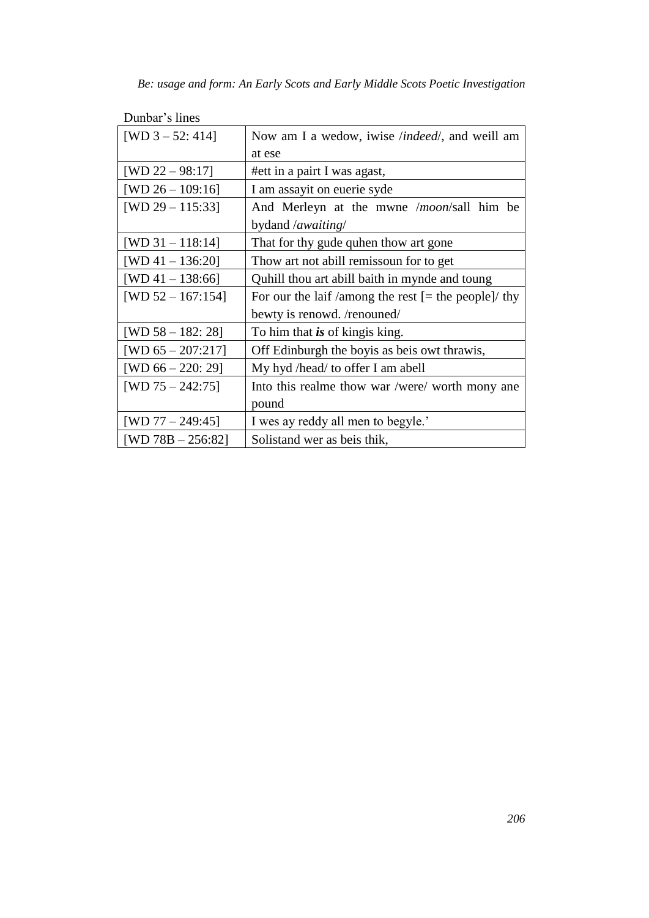Dunbar's lines

| | |
|---|---|
| [WD 3 – 52: 414] | Now am I a wedow, iwise /*indeed*/, and weill am at ese |
| [WD 22 – 98:17] | #ett in a pairt I was agast, |
| [WD 26 – 109:16] | I am assayit on euerie syde |
| [WD 29 – 115:33] | And Merleyn at the mwne /*moon*/sall him be bydand /*awaiting*/ |
| [WD 31 – 118:14] | That for thy gude quhen thow art gone |
| [WD 41 – 136:20] | Thow art not abill remissoun for to get |
| [WD 41 – 138:66] | Quhill thou art abill baith in mynde and toung |
| [WD 52 – 167:154] | For our the laif /among the rest [= the people]/ thy bewty is renowd. /renouned/ |
| [WD 58 – 182: 28] | To him that ***is*** of kingis king. |
| [WD 65 – 207:217] | Off Edinburgh the boyis as beis owt thrawis, |
| [WD 66 – 220: 29] | My hyd /head/ to offer I am abell |
| [WD 75 – 242:75] | Into this realme thow war /were/ worth mony ane pound |
| [WD 77 – 249:45] | I wes ay reddy all men to begyle.' |
| [WD 78B – 256:82] | Solistand wer as beis thik, |